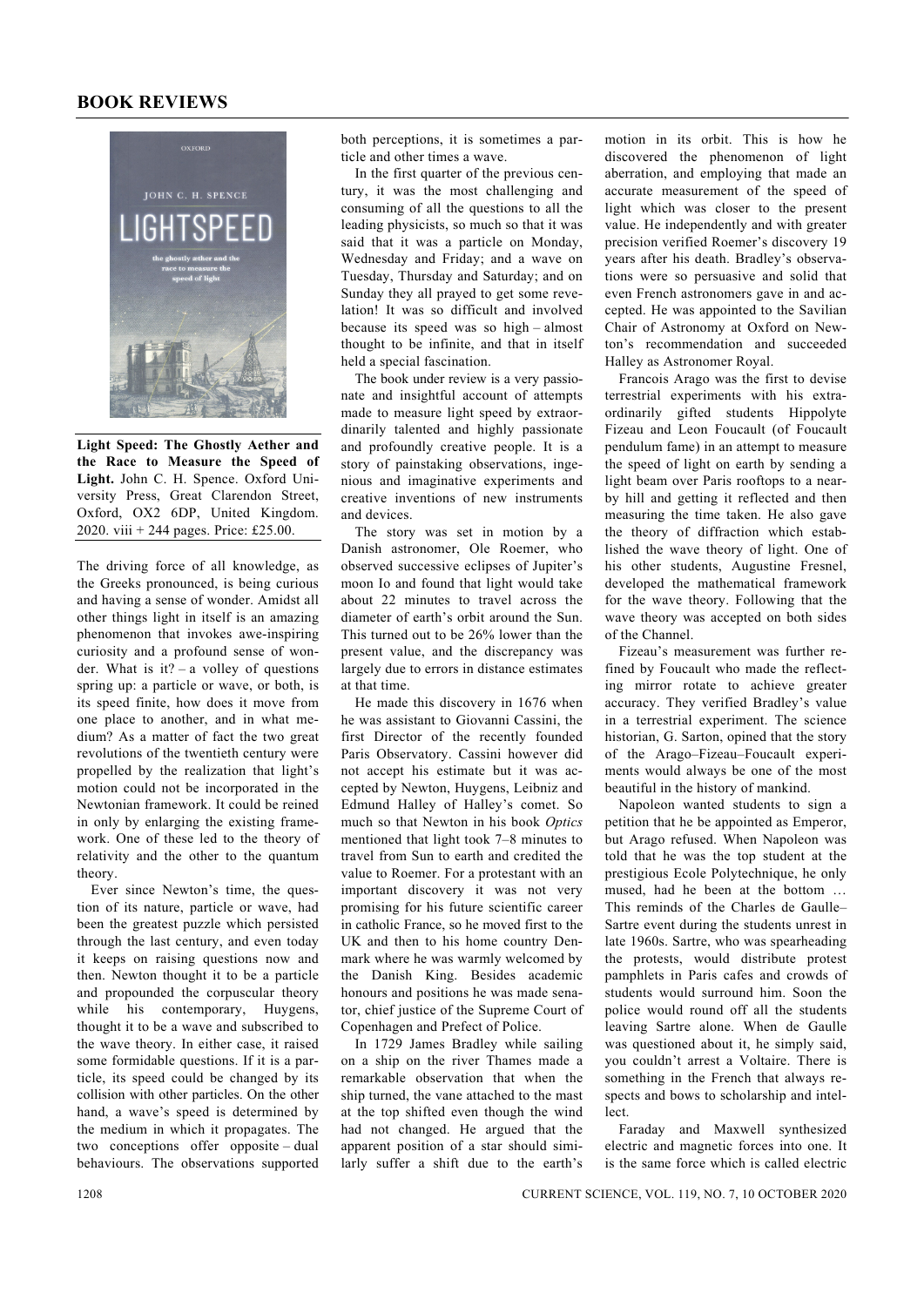# BOOK REVIEWS

**Light Speed: The Ghostly Aether and the Race to Measure the Speed of Light.** John C. H. Spence. Oxford University Press, Great Clarendon Street, Oxford, OX2 6DP, United Kingdom. 2020. viii + 244 pages. Price: £25.00.

The driving force of all knowledge, as the Greeks pronounced, is being curious and having a sense of wonder. Amidst all other things light in itself is an amazing phenomenon that invokes awe-inspiring curiosity and a profound sense of wonder. What is it? – a volley of questions spring up: a particle or wave, or both, is its speed finite, how does it move from one place to another, and in what medium? As a matter of fact the two great revolutions of the twentieth century were propelled by the realization that light's motion could not be incorporated in the Newtonian framework. It could be reined in only by enlarging the existing framework. One of these led to the theory of relativity and the other to the quantum theory.

Ever since Newton's time, the question of its nature, particle or wave, had been the greatest puzzle which persisted through the last century, and even today it keeps on raising questions now and then. Newton thought it to be a particle and propounded the corpuscular theory while his contemporary, Huygens, thought it to be a wave and subscribed to the wave theory. In either case, it raised some formidable questions. If it is a particle, its speed could be changed by its collision with other particles. On the other hand, a wave's speed is determined by the medium in which it propagates. The two conceptions offer opposite – dual behaviours. The observations supported both perceptions, it is sometimes a particle and other times a wave.

In the first quarter of the previous century, it was the most challenging and consuming of all the questions to all the leading physicists, so much so that it was said that it was a particle on Monday, Wednesday and Friday; and a wave on Tuesday, Thursday and Saturday; and on Sunday they all prayed to get some revelation! It was so difficult and involved because its speed was so high – almost thought to be infinite, and that in itself held a special fascination.

The book under review is a very passionate and insightful account of attempts made to measure light speed by extraordinarily talented and highly passionate and profoundly creative people. It is a story of painstaking observations, ingenious and imaginative experiments and creative inventions of new instruments and devices.

The story was set in motion by a Danish astronomer, Ole Roemer, who observed successive eclipses of Jupiter's moon Io and found that light would take about 22 minutes to travel across the diameter of earth's orbit around the Sun. This turned out to be 26% lower than the present value, and the discrepancy was largely due to errors in distance estimates at that time.

He made this discovery in 1676 when he was assistant to Giovanni Cassini, the first Director of the recently founded Paris Observatory. Cassini however did not accept his estimate but it was accepted by Newton, Huygens, Leibniz and Edmund Halley of Halley's comet. So much so that Newton in his book *Optics* mentioned that light took 7–8 minutes to travel from Sun to earth and credited the value to Roemer. For a protestant with an important discovery it was not very promising for his future scientific career in catholic France, so he moved first to the UK and then to his home country Denmark where he was warmly welcomed by the Danish King. Besides academic honours and positions he was made senator, chief justice of the Supreme Court of Copenhagen and Prefect of Police.

In 1729 James Bradley while sailing on a ship on the river Thames made a remarkable observation that when the ship turned, the vane attached to the mast at the top shifted even though the wind had not changed. He argued that the apparent position of a star should similarly suffer a shift due to the earth's motion in its orbit. This is how he discovered the phenomenon of light aberration, and employing that made an accurate measurement of the speed of light which was closer to the present value. He independently and with greater precision verified Roemer's discovery 19 years after his death. Bradley's observations were so persuasive and solid that even French astronomers gave in and accepted. He was appointed to the Savilian Chair of Astronomy at Oxford on Newton's recommendation and succeeded Halley as Astronomer Royal.

Francois Arago was the first to devise terrestrial experiments with his extraordinarily gifted students Hippolyte Fizeau and Leon Foucault (of Foucault pendulum fame) in an attempt to measure the speed of light on earth by sending a light beam over Paris rooftops to a nearby hill and getting it reflected and then measuring the time taken. He also gave the theory of diffraction which established the wave theory of light. One of his other students, Augustine Fresnel, developed the mathematical framework for the wave theory. Following that the wave theory was accepted on both sides of the Channel.

Fizeau's measurement was further refined by Foucault who made the reflecting mirror rotate to achieve greater accuracy. They verified Bradley's value in a terrestrial experiment. The science historian, G. Sarton, opined that the story of the Arago–Fizeau–Foucault experiments would always be one of the most beautiful in the history of mankind.

Napoleon wanted students to sign a petition that he be appointed as Emperor, but Arago refused. When Napoleon was told that he was the top student at the prestigious Ecole Polytechnique, he only mused, had he been at the bottom … This reminds of the Charles de Gaulle–Sartre event during the students unrest in late 1960s. Sartre, who was spearheading the protests, would distribute protest pamphlets in Paris cafes and crowds of students would surround him. Soon the police would round off all the students leaving Sartre alone. When de Gaulle was questioned about it, he simply said, you couldn't arrest a Voltaire. There is something in the French that always respects and bows to scholarship and intellect.

Faraday and Maxwell synthesized electric and magnetic forces into one. It is the same force which is called electric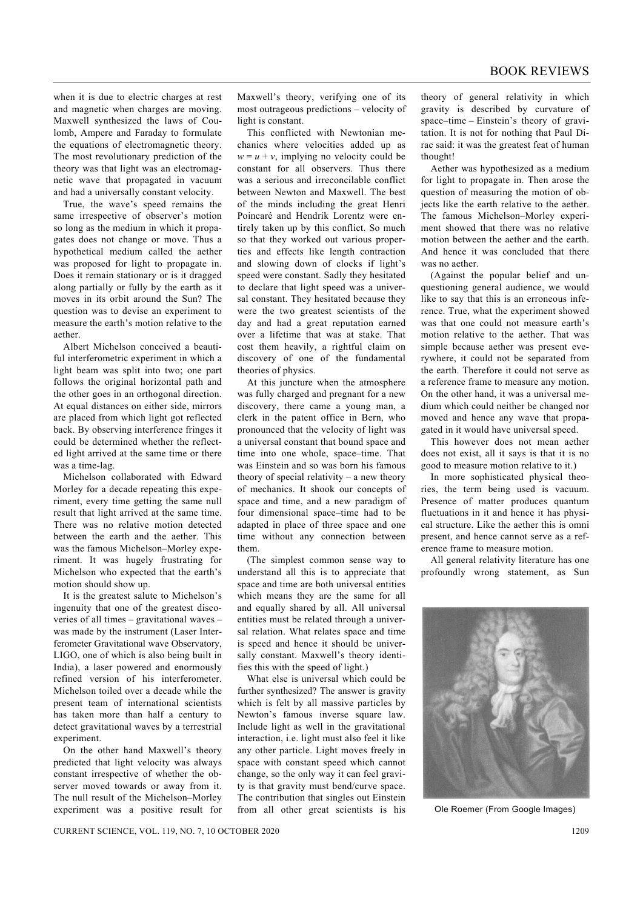when it is due to electric charges at rest and magnetic when charges are moving. Maxwell synthesized the laws of Coulomb, Ampere and Faraday to formulate the equations of electromagnetic theory. The most revolutionary prediction of the theory was that light was an electromagnetic wave that propagated in vacuum and had a universally constant velocity.

True, the wave's speed remains the same irrespective of observer's motion so long as the medium in which it propagates does not change or move. Thus a hypothetical medium called the aether was proposed for light to propagate in. Does it remain stationary or is it dragged along partially or fully by the earth as it moves in its orbit around the Sun? The question was to devise an experiment to measure the earth's motion relative to the aether.

Albert Michelson conceived a beautiful interferometric experiment in which a light beam was split into two; one part follows the original horizontal path and the other goes in an orthogonal direction. At equal distances on either side, mirrors are placed from which light got reflected back. By observing interference fringes it could be determined whether the reflected light arrived at the same time or there was a time-lag.

Michelson collaborated with Edward Morley for a decade repeating this experiment, every time getting the same null result that light arrived at the same time. There was no relative motion detected between the earth and the aether. This was the famous Michelson–Morley experiment. It was hugely frustrating for Michelson who expected that the earth's motion should show up.

It is the greatest salute to Michelson's ingenuity that one of the greatest discoveries of all times – gravitational waves – was made by the instrument (Laser Interferometer Gravitational wave Observatory, LIGO, one of which is also being built in India), a laser powered and enormously refined version of his interferometer. Michelson toiled over a decade while the present team of international scientists has taken more than half a century to detect gravitational waves by a terrestrial experiment.

On the other hand Maxwell's theory predicted that light velocity was always constant irrespective of whether the observer moved towards or away from it. The null result of the Michelson–Morley experiment was a positive result for Maxwell's theory, verifying one of its most outrageous predictions – velocity of light is constant.

This conflicted with Newtonian mechanics where velocities added up as $w = u + v$, implying no velocity could be constant for all observers. Thus there was a serious and irreconcilable conflict between Newton and Maxwell. The best of the minds including the great Henri Poincaré and Hendrik Lorentz were entirely taken up by this conflict. So much so that they worked out various properties and effects like length contraction and slowing down of clocks if light's speed were constant. Sadly they hesitated to declare that light speed was a universal constant. They hesitated because they were the two greatest scientists of the day and had a great reputation earned over a lifetime that was at stake. That cost them heavily, a rightful claim on discovery of one of the fundamental theories of physics.

At this juncture when the atmosphere was fully charged and pregnant for a new discovery, there came a young man, a clerk in the patent office in Bern, who pronounced that the velocity of light was a universal constant that bound space and time into one whole, space–time. That was Einstein and so was born his famous theory of special relativity – a new theory of mechanics. It shook our concepts of space and time, and a new paradigm of four dimensional space–time had to be adapted in place of three space and one time without any connection between them.

(The simplest common sense way to understand all this is to appreciate that space and time are both universal entities which means they are the same for all and equally shared by all. All universal entities must be related through a universal relation. What relates space and time is speed and hence it should be universally constant. Maxwell's theory identifies this with the speed of light.)

What else is universal which could be further synthesized? The answer is gravity which is felt by all massive particles by Newton's famous inverse square law. Include light as well in the gravitational interaction, i.e. light must also feel it like any other particle. Light moves freely in space with constant speed which cannot change, so the only way it can feel gravity is that gravity must bend/curve space. The contribution that singles out Einstein from all other great scientists is his theory of general relativity in which gravity is described by curvature of space–time – Einstein's theory of gravitation. It is not for nothing that Paul Dirac said: it was the greatest feat of human thought!

Aether was hypothesized as a medium for light to propagate in. Then arose the question of measuring the motion of objects like the earth relative to the aether. The famous Michelson–Morley experiment showed that there was no relative motion between the aether and the earth. And hence it was concluded that there was no aether.

(Against the popular belief and unquestioning general audience, we would like to say that this is an erroneous inference. True, what the experiment showed was that one could not measure earth's motion relative to the aether. That was simple because aether was present everywhere, it could not be separated from the earth. Therefore it could not serve as a reference frame to measure any motion. On the other hand, it was a universal medium which could neither be changed nor moved and hence any wave that propagated in it would have universal speed.

This however does not mean aether does not exist, all it says is that it is no good to measure motion relative to it.)

In more sophisticated physical theories, the term being used is vacuum. Presence of matter produces quantum fluctuations in it and hence it has physical structure. Like the aether this is omni present, and hence cannot serve as a reference frame to measure motion.

All general relativity literature has one profoundly wrong statement, as Sun

Ole Roemer (From Google Images)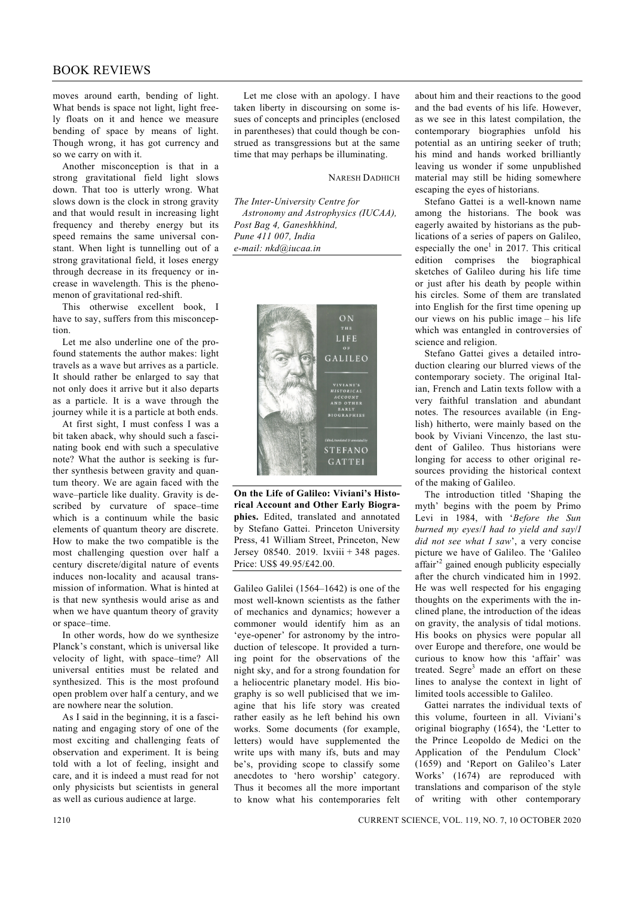moves around earth, bending of light. What bends is space not light, light freely floats on it and hence we measure bending of space by means of light. Though wrong, it has got currency and so we carry on with it.

Another misconception is that in a strong gravitational field light slows down. That too is utterly wrong. What slows down is the clock in strong gravity and that would result in increasing light frequency and thereby energy but its speed remains the same universal constant. When light is tunnelling out of a strong gravitational field, it loses energy through decrease in its frequency or increase in wavelength. This is the phenomenon of gravitational red-shift.

This otherwise excellent book, I have to say, suffers from this misconception.

Let me also underline one of the profound statements the author makes: light travels as a wave but arrives as a particle. It should rather be enlarged to say that not only does it arrive but it also departs as a particle. It is a wave through the journey while it is a particle at both ends.

At first sight, I must confess I was a bit taken aback, why should such a fascinating book end with such a speculative note? What the author is seeking is further synthesis between gravity and quantum theory. We are again faced with the wave–particle like duality. Gravity is described by curvature of space–time which is a continuum while the basic elements of quantum theory are discrete. How to make the two compatible is the most challenging question over half a century discrete/digital nature of events induces non-locality and acausal transmission of information. What is hinted at is that new synthesis would arise as and when we have quantum theory of gravity or space–time.

In other words, how do we synthesize Planck's constant, which is universal like velocity of light, with space–time? All universal entities must be related and synthesized. This is the most profound open problem over half a century, and we are nowhere near the solution.

As I said in the beginning, it is a fascinating and engaging story of one of the most exciting and challenging feats of observation and experiment. It is being told with a lot of feeling, insight and care, and it is indeed a must read for not only physicists but scientists in general as well as curious audience at large.

Let me close with an apology. I have taken liberty in discoursing on some issues of concepts and principles (enclosed in parentheses) that could though be construed as transgressions but at the same time that may perhaps be illuminating.

NARESH DADHICH

*The Inter-University Centre for Astronomy and Astrophysics (IUCAA), Post Bag 4, Ganeshkhind, Pune 411 007, India*
*e-mail: nkd@iucaa.in*

---

**On the Life of Galileo: Viviani's Historical Account and Other Early Biographies.** Edited, translated and annotated by Stefano Gattei. Princeton University Press, 41 William Street, Princeton, New Jersey 08540. 2019. lxviii + 348 pages. Price: US$ 49.95/£42.00.

Galileo Galilei (1564–1642) is one of the most well-known scientists as the father of mechanics and dynamics; however a commoner would identify him as an 'eye-opener' for astronomy by the introduction of telescope. It provided a turning point for the observations of the night sky, and for a strong foundation for a heliocentric planetary model. His biography is so well publicised that we imagine that his life story was created rather easily as he left behind his own works. Some documents (for example, letters) would have supplemented the write ups with many ifs, buts and may be's, providing scope to classify some anecdotes to 'hero worship' category. Thus it becomes all the more important to know what his contemporaries felt about him and their reactions to the good and the bad events of his life. However, as we see in this latest compilation, the contemporary biographies unfold his potential as an untiring seeker of truth; his mind and hands worked brilliantly leaving us wonder if some unpublished material may still be hiding somewhere escaping the eyes of historians.

Stefano Gattei is a well-known name among the historians. The book was eagerly awaited by historians as the publications of a series of papers on Galileo, especially the one[1] in 2017. This critical edition comprises the biographical sketches of Galileo during his life time or just after his death by people within his circles. Some of them are translated into English for the first time opening up our views on his public image – his life which was entangled in controversies of science and religion.

Stefano Gattei gives a detailed introduction clearing our blurred views of the contemporary society. The original Italian, French and Latin texts follow with a very faithful translation and abundant notes. The resources available (in English) hitherto, were mainly based on the book by Viviani Vincenzo, the last student of Galileo. Thus historians were longing for access to other original resources providing the historical context of the making of Galileo.

The introduction titled 'Shaping the myth' begins with the poem by Primo Levi in 1984, with '*Before the Sun burned my eyes*/*I had to yield and say*/*I did not see what I saw*', a very concise picture we have of Galileo. The 'Galileo affair'[2] gained enough publicity especially after the church vindicated him in 1992. He was well respected for his engaging thoughts on the experiments with the inclined plane, the introduction of the ideas on gravity, the analysis of tidal motions. His books on physics were popular all over Europe and therefore, one would be curious to know how this 'affair' was treated. Segre[3] made an effort on these lines to analyse the context in light of limited tools accessible to Galileo.

Gattei narrates the individual texts of this volume, fourteen in all. Viviani's original biography (1654), the 'Letter to the Prince Leopoldo de Medici on the Application of the Pendulum Clock' (1659) and 'Report on Galileo's Later Works' (1674) are reproduced with translations and comparison of the style of writing with other contemporary